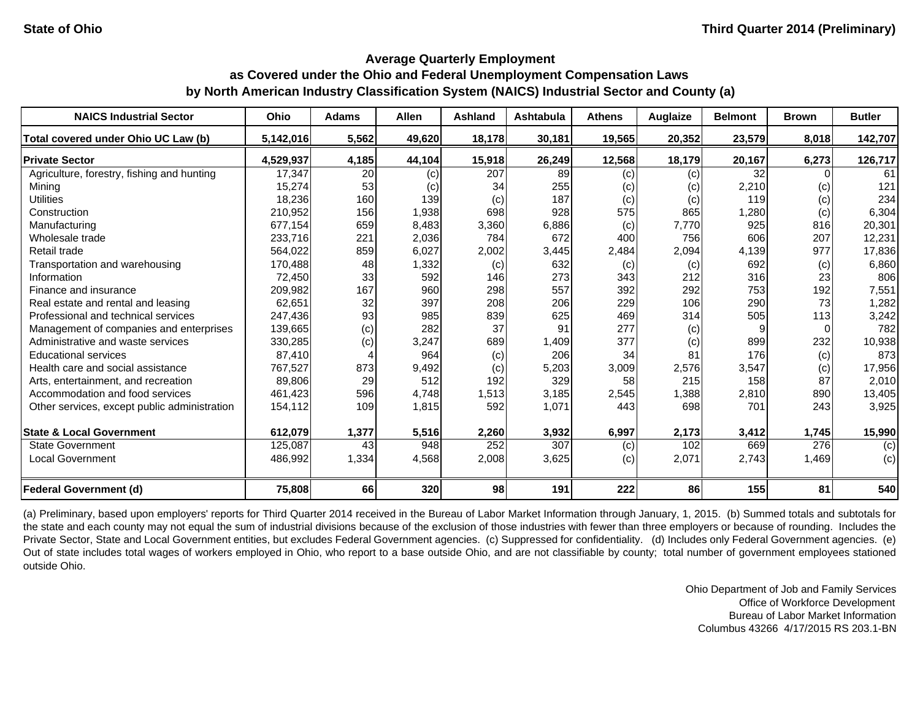State of Ohio

Third Quarter 2014 (Preliminary)

## Average Quarterly Employment as Covered under the Ohio and Federal Unemployment Compensation Laws by North American Industry Classification System (NAICS) Industrial Sector and County (a)

| NAICS Industrial Sector | Ohio | Adams | Allen | Ashland | Ashtabula | Athens | Auglaize | Belmont | Brown | Butler |
|---|---|---|---|---|---|---|---|---|---|---|
| **Total covered under Ohio UC Law (b)** | **5,142,016** | **5,562** | **49,620** | **18,178** | **30,181** | **19,565** | **20,352** | **23,579** | **8,018** | **142,707** |
| **Private Sector** | **4,529,937** | **4,185** | **44,104** | **15,918** | **26,249** | **12,568** | **18,179** | **20,167** | **6,273** | **126,717** |
| Agriculture, forestry, fishing and hunting | 17,347 | 20 | (c) | 207 | 89 | (c) | (c) | 32 | 0 | 61 |
| Mining | 15,274 | 53 | (c) | 34 | 255 | (c) | (c) | 2,210 | (c) | 121 |
| Utilities | 18,236 | 160 | 139 | (c) | 187 | (c) | (c) | 119 | (c) | 234 |
| Construction | 210,952 | 156 | 1,938 | 698 | 928 | 575 | 865 | 1,280 | (c) | 6,304 |
| Manufacturing | 677,154 | 659 | 8,483 | 3,360 | 6,886 | (c) | 7,770 | 925 | 816 | 20,301 |
| Wholesale trade | 233,716 | 221 | 2,036 | 784 | 672 | 400 | 756 | 606 | 207 | 12,231 |
| Retail trade | 564,022 | 859 | 6,027 | 2,002 | 3,445 | 2,484 | 2,094 | 4,139 | 977 | 17,836 |
| Transportation and warehousing | 170,488 | 48 | 1,332 | (c) | 632 | (c) | (c) | 692 | (c) | 6,860 |
| Information | 72,450 | 33 | 592 | 146 | 273 | 343 | 212 | 316 | 23 | 806 |
| Finance and insurance | 209,982 | 167 | 960 | 298 | 557 | 392 | 292 | 753 | 192 | 7,551 |
| Real estate and rental and leasing | 62,651 | 32 | 397 | 208 | 206 | 229 | 106 | 290 | 73 | 1,282 |
| Professional and technical services | 247,436 | 93 | 985 | 839 | 625 | 469 | 314 | 505 | 113 | 3,242 |
| Management of companies and enterprises | 139,665 | (c) | 282 | 37 | 91 | 277 | (c) | 9 | 0 | 782 |
| Administrative and waste services | 330,285 | (c) | 3,247 | 689 | 1,409 | 377 | (c) | 899 | 232 | 10,938 |
| Educational services | 87,410 | 4 | 964 | (c) | 206 | 34 | 81 | 176 | (c) | 873 |
| Health care and social assistance | 767,527 | 873 | 9,492 | (c) | 5,203 | 3,009 | 2,576 | 3,547 | (c) | 17,956 |
| Arts, entertainment, and recreation | 89,806 | 29 | 512 | 192 | 329 | 58 | 215 | 158 | 87 | 2,010 |
| Accommodation and food services | 461,423 | 596 | 4,748 | 1,513 | 3,185 | 2,545 | 1,388 | 2,810 | 890 | 13,405 |
| Other services, except public administration | 154,112 | 109 | 1,815 | 592 | 1,071 | 443 | 698 | 701 | 243 | 3,925 |
| **State & Local Government** | **612,079** | **1,377** | **5,516** | **2,260** | **3,932** | **6,997** | **2,173** | **3,412** | **1,745** | **15,990** |
| State Government | 125,087 | 43 | 948 | 252 | 307 | (c) | 102 | 669 | 276 | (c) |
| Local Government | 486,992 | 1,334 | 4,568 | 2,008 | 3,625 | (c) | 2,071 | 2,743 | 1,469 | (c) |
| **Federal Government (d)** | **75,808** | **66** | **320** | **98** | **191** | **222** | **86** | **155** | **81** | **540** |

(a) Preliminary, based upon employers' reports for Third Quarter 2014 received in the Bureau of Labor Market Information through January, 1, 2015. (b) Summed totals and subtotals for the state and each county may not equal the sum of industrial divisions because of the exclusion of those industries with fewer than three employers or because of rounding. Includes the Private Sector, State and Local Government entities, but excludes Federal Government agencies. (c) Suppressed for confidentiality. (d) Includes only Federal Government agencies. (e) Out of state includes total wages of workers employed in Ohio, who report to a base outside Ohio, and are not classifiable by county; total number of government employees stationed outside Ohio.

Ohio Department of Job and Family Services
Office of Workforce Development
Bureau of Labor Market Information
Columbus 43266 4/17/2015 RS 203.1-BN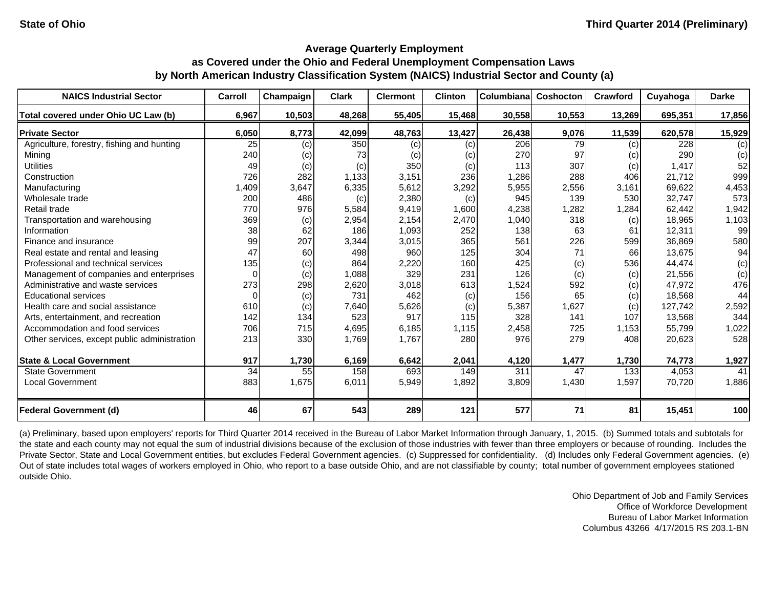State of Ohio

Third Quarter 2014 (Preliminary)

## Average Quarterly Employment as Covered under the Ohio and Federal Unemployment Compensation Laws by North American Industry Classification System (NAICS) Industrial Sector and County (a)

| NAICS Industrial Sector | Carroll | Champaign | Clark | Clermont | Clinton | Columbiana | Coshocton | Crawford | Cuyahoga | Darke |
|---|---|---|---|---|---|---|---|---|---|---|
| **Total covered under Ohio UC Law (b)** | **6,967** | **10,503** | **48,268** | **55,405** | **15,468** | **30,558** | **10,553** | **13,269** | **695,351** | **17,856** |
| **Private Sector** | **6,050** | **8,773** | **42,099** | **48,763** | **13,427** | **26,438** | **9,076** | **11,539** | **620,578** | **15,929** |
| Agriculture, forestry, fishing and hunting | 25 | (c) | 350 | (c) | (c) | 206 | 79 | (c) | 228 | (c) |
| Mining | 240 | (c) | 73 | (c) | (c) | 270 | 97 | (c) | 290 | (c) |
| Utilities | 49 | (c) | (c) | 350 | (c) | 113 | 307 | (c) | 1,417 | 52 |
| Construction | 726 | 282 | 1,133 | 3,151 | 236 | 1,286 | 288 | 406 | 21,712 | 999 |
| Manufacturing | 1,409 | 3,647 | 6,335 | 5,612 | 3,292 | 5,955 | 2,556 | 3,161 | 69,622 | 4,453 |
| Wholesale trade | 200 | 486 | (c) | 2,380 | (c) | 945 | 139 | 530 | 32,747 | 573 |
| Retail trade | 770 | 976 | 5,584 | 9,419 | 1,600 | 4,238 | 1,282 | 1,284 | 62,442 | 1,942 |
| Transportation and warehousing | 369 | (c) | 2,954 | 2,154 | 2,470 | 1,040 | 318 | (c) | 18,965 | 1,103 |
| Information | 38 | 62 | 186 | 1,093 | 252 | 138 | 63 | 61 | 12,311 | 99 |
| Finance and insurance | 99 | 207 | 3,344 | 3,015 | 365 | 561 | 226 | 599 | 36,869 | 580 |
| Real estate and rental and leasing | 47 | 60 | 498 | 960 | 125 | 304 | 71 | 66 | 13,675 | 94 |
| Professional and technical services | 135 | (c) | 864 | 2,220 | 160 | 425 | (c) | 536 | 44,474 | (c) |
| Management of companies and enterprises | 0 | (c) | 1,088 | 329 | 231 | 126 | (c) | (c) | 21,556 | (c) |
| Administrative and waste services | 273 | 298 | 2,620 | 3,018 | 613 | 1,524 | 592 | (c) | 47,972 | 476 |
| Educational services | 0 | (c) | 731 | 462 | (c) | 156 | 65 | (c) | 18,568 | 44 |
| Health care and social assistance | 610 | (c) | 7,640 | 5,626 | (c) | 5,387 | 1,627 | (c) | 127,742 | 2,592 |
| Arts, entertainment, and recreation | 142 | 134 | 523 | 917 | 115 | 328 | 141 | 107 | 13,568 | 344 |
| Accommodation and food services | 706 | 715 | 4,695 | 6,185 | 1,115 | 2,458 | 725 | 1,153 | 55,799 | 1,022 |
| Other services, except public administration | 213 | 330 | 1,769 | 1,767 | 280 | 976 | 279 | 408 | 20,623 | 528 |
| **State & Local Government** | **917** | **1,730** | **6,169** | **6,642** | **2,041** | **4,120** | **1,477** | **1,730** | **74,773** | **1,927** |
| State Government | 34 | 55 | 158 | 693 | 149 | 311 | 47 | 133 | 4,053 | 41 |
| Local Government | 883 | 1,675 | 6,011 | 5,949 | 1,892 | 3,809 | 1,430 | 1,597 | 70,720 | 1,886 |
| **Federal Government (d)** | **46** | **67** | **543** | **289** | **121** | **577** | **71** | **81** | **15,451** | **100** |

(a) Preliminary, based upon employers' reports for Third Quarter 2014 received in the Bureau of Labor Market Information through January, 1, 2015. (b) Summed totals and subtotals for the state and each county may not equal the sum of industrial divisions because of the exclusion of those industries with fewer than three employers or because of rounding. Includes the Private Sector, State and Local Government entities, but excludes Federal Government agencies. (c) Suppressed for confidentiality. (d) Includes only Federal Government agencies. (e) Out of state includes total wages of workers employed in Ohio, who report to a base outside Ohio, and are not classifiable by county; total number of government employees stationed outside Ohio.

Ohio Department of Job and Family Services
Office of Workforce Development
Bureau of Labor Market Information
Columbus 43266 4/17/2015 RS 203.1-BN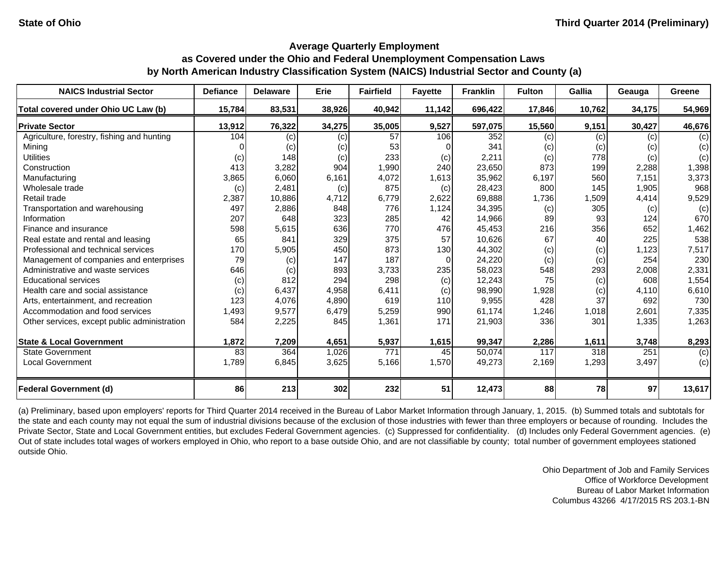State of Ohio

Third Quarter 2014 (Preliminary)

## Average Quarterly Employment as Covered under the Ohio and Federal Unemployment Compensation Laws by North American Industry Classification System (NAICS) Industrial Sector and County (a)

| NAICS Industrial Sector | Defiance | Delaware | Erie | Fairfield | Fayette | Franklin | Fulton | Gallia | Geauga | Greene |
|---|---|---|---|---|---|---|---|---|---|---|
| **Total covered under Ohio UC Law (b)** | **15,784** | **83,531** | **38,926** | **40,942** | **11,142** | **696,422** | **17,846** | **10,762** | **34,175** | **54,969** |
| **Private Sector** | **13,912** | **76,322** | **34,275** | **35,005** | **9,527** | **597,075** | **15,560** | **9,151** | **30,427** | **46,676** |
| Agriculture, forestry, fishing and hunting | 104 | (c) | (c) | 57 | 106 | 352 | (c) | (c) | (c) | (c) |
| Mining | 0 | (c) | (c) | 53 | 0 | 341 | (c) | (c) | (c) | (c) |
| Utilities | (c) | 148 | (c) | 233 | (c) | 2,211 | (c) | 778 | (c) | (c) |
| Construction | 413 | 3,282 | 904 | 1,990 | 240 | 23,650 | 873 | 199 | 2,288 | 1,398 |
| Manufacturing | 3,865 | 6,060 | 6,161 | 4,072 | 1,613 | 35,962 | 6,197 | 560 | 7,151 | 3,373 |
| Wholesale trade | (c) | 2,481 | (c) | 875 | (c) | 28,423 | 800 | 145 | 1,905 | 968 |
| Retail trade | 2,387 | 10,886 | 4,712 | 6,779 | 2,622 | 69,888 | 1,736 | 1,509 | 4,414 | 9,529 |
| Transportation and warehousing | 497 | 2,886 | 848 | 776 | 1,124 | 34,395 | (c) | 305 | (c) | (c) |
| Information | 207 | 648 | 323 | 285 | 42 | 14,966 | 89 | 93 | 124 | 670 |
| Finance and insurance | 598 | 5,615 | 636 | 770 | 476 | 45,453 | 216 | 356 | 652 | 1,462 |
| Real estate and rental and leasing | 65 | 841 | 329 | 375 | 57 | 10,626 | 67 | 40 | 225 | 538 |
| Professional and technical services | 170 | 5,905 | 450 | 873 | 130 | 44,302 | (c) | (c) | 1,123 | 7,517 |
| Management of companies and enterprises | 79 | (c) | 147 | 187 | 0 | 24,220 | (c) | (c) | 254 | 230 |
| Administrative and waste services | 646 | (c) | 893 | 3,733 | 235 | 58,023 | 548 | 293 | 2,008 | 2,331 |
| Educational services | (c) | 812 | 294 | 298 | (c) | 12,243 | 75 | (c) | 608 | 1,554 |
| Health care and social assistance | (c) | 6,437 | 4,958 | 6,411 | (c) | 98,990 | 1,928 | (c) | 4,110 | 6,610 |
| Arts, entertainment, and recreation | 123 | 4,076 | 4,890 | 619 | 110 | 9,955 | 428 | 37 | 692 | 730 |
| Accommodation and food services | 1,493 | 9,577 | 6,479 | 5,259 | 990 | 61,174 | 1,246 | 1,018 | 2,601 | 7,335 |
| Other services, except public administration | 584 | 2,225 | 845 | 1,361 | 171 | 21,903 | 336 | 301 | 1,335 | 1,263 |
| **State & Local Government** | **1,872** | **7,209** | **4,651** | **5,937** | **1,615** | **99,347** | **2,286** | **1,611** | **3,748** | **8,293** |
| State Government | 83 | 364 | 1,026 | 771 | 45 | 50,074 | 117 | 318 | 251 | (c) |
| Local Government | 1,789 | 6,845 | 3,625 | 5,166 | 1,570 | 49,273 | 2,169 | 1,293 | 3,497 | (c) |
| **Federal Government (d)** | **86** | **213** | **302** | **232** | **51** | **12,473** | **88** | **78** | **97** | **13,617** |

(a) Preliminary, based upon employers' reports for Third Quarter 2014 received in the Bureau of Labor Market Information through January, 1, 2015. (b) Summed totals and subtotals for the state and each county may not equal the sum of industrial divisions because of the exclusion of those industries with fewer than three employers or because of rounding. Includes the Private Sector, State and Local Government entities, but excludes Federal Government agencies. (c) Suppressed for confidentiality. (d) Includes only Federal Government agencies. (e) Out of state includes total wages of workers employed in Ohio, who report to a base outside Ohio, and are not classifiable by county; total number of government employees stationed outside Ohio.

Ohio Department of Job and Family Services
Office of Workforce Development
Bureau of Labor Market Information
Columbus 43266 4/17/2015 RS 203.1-BN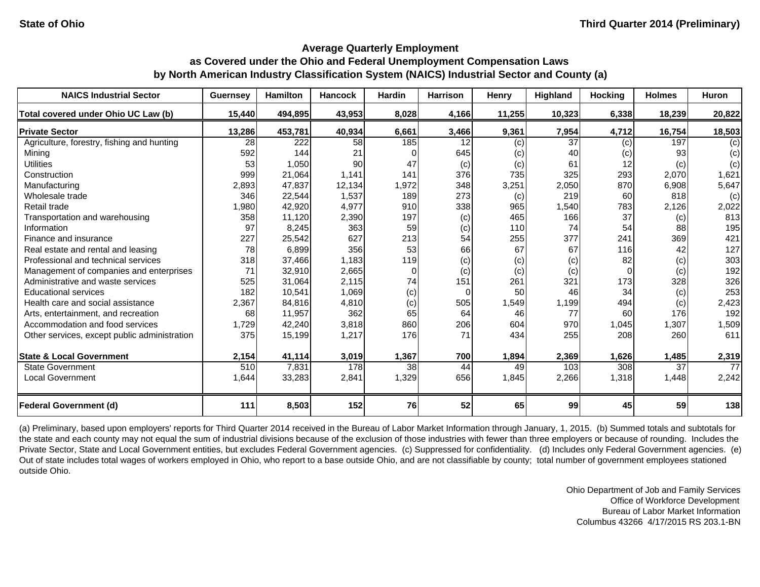State of Ohio

Third Quarter 2014 (Preliminary)

## Average Quarterly Employment
## as Covered under the Ohio and Federal Unemployment Compensation Laws
## by North American Industry Classification System (NAICS) Industrial Sector and County (a)

| NAICS Industrial Sector | Guernsey | Hamilton | Hancock | Hardin | Harrison | Henry | Highland | Hocking | Holmes | Huron |
|---|---|---|---|---|---|---|---|---|---|---|
| **Total covered under Ohio UC Law (b)** | **15,440** | **494,895** | **43,953** | **8,028** | **4,166** | **11,255** | **10,323** | **6,338** | **18,239** | **20,822** |
| **Private Sector** | **13,286** | **453,781** | **40,934** | **6,661** | **3,466** | **9,361** | **7,954** | **4,712** | **16,754** | **18,503** |
| Agriculture, forestry, fishing and hunting | 28 | 222 | 58 | 185 | 12 | (c) | 37 | (c) | 197 | (c) |
| Mining | 592 | 144 | 21 | 0 | 645 | (c) | 40 | (c) | 93 | (c) |
| Utilities | 53 | 1,050 | 90 | 47 | (c) | (c) | 61 | 12 | (c) | (c) |
| Construction | 999 | 21,064 | 1,141 | 141 | 376 | 735 | 325 | 293 | 2,070 | 1,621 |
| Manufacturing | 2,893 | 47,837 | 12,134 | 1,972 | 348 | 3,251 | 2,050 | 870 | 6,908 | 5,647 |
| Wholesale trade | 346 | 22,544 | 1,537 | 189 | 273 | (c) | 219 | 60 | 818 | (c) |
| Retail trade | 1,980 | 42,920 | 4,977 | 910 | 338 | 965 | 1,540 | 783 | 2,126 | 2,022 |
| Transportation and warehousing | 358 | 11,120 | 2,390 | 197 | (c) | 465 | 166 | 37 | (c) | 813 |
| Information | 97 | 8,245 | 363 | 59 | (c) | 110 | 74 | 54 | 88 | 195 |
| Finance and insurance | 227 | 25,542 | 627 | 213 | 54 | 255 | 377 | 241 | 369 | 421 |
| Real estate and rental and leasing | 78 | 6,899 | 356 | 53 | 66 | 67 | 67 | 116 | 42 | 127 |
| Professional and technical services | 318 | 37,466 | 1,183 | 119 | (c) | (c) | (c) | 82 | (c) | 303 |
| Management of companies and enterprises | 71 | 32,910 | 2,665 | 0 | (c) | (c) | (c) | 0 | (c) | 192 |
| Administrative and waste services | 525 | 31,064 | 2,115 | 74 | 151 | 261 | 321 | 173 | 328 | 326 |
| Educational services | 182 | 10,541 | 1,069 | (c) | 0 | 50 | 46 | 34 | (c) | 253 |
| Health care and social assistance | 2,367 | 84,816 | 4,810 | (c) | 505 | 1,549 | 1,199 | 494 | (c) | 2,423 |
| Arts, entertainment, and recreation | 68 | 11,957 | 362 | 65 | 64 | 46 | 77 | 60 | 176 | 192 |
| Accommodation and food services | 1,729 | 42,240 | 3,818 | 860 | 206 | 604 | 970 | 1,045 | 1,307 | 1,509 |
| Other services, except public administration | 375 | 15,199 | 1,217 | 176 | 71 | 434 | 255 | 208 | 260 | 611 |
| **State & Local Government** | **2,154** | **41,114** | **3,019** | **1,367** | **700** | **1,894** | **2,369** | **1,626** | **1,485** | **2,319** |
| State Government | 510 | 7,831 | 178 | 38 | 44 | 49 | 103 | 308 | 37 | 77 |
| Local Government | 1,644 | 33,283 | 2,841 | 1,329 | 656 | 1,845 | 2,266 | 1,318 | 1,448 | 2,242 |
| **Federal Government (d)** | **111** | **8,503** | **152** | **76** | **52** | **65** | **99** | **45** | **59** | **138** |

(a) Preliminary, based upon employers' reports for Third Quarter 2014 received in the Bureau of Labor Market Information through January, 1, 2015. (b) Summed totals and subtotals for the state and each county may not equal the sum of industrial divisions because of the exclusion of those industries with fewer than three employers or because of rounding. Includes the Private Sector, State and Local Government entities, but excludes Federal Government agencies. (c) Suppressed for confidentiality. (d) Includes only Federal Government agencies. (e) Out of state includes total wages of workers employed in Ohio, who report to a base outside Ohio, and are not classifiable by county; total number of government employees stationed outside Ohio.

Ohio Department of Job and Family Services
Office of Workforce Development
Bureau of Labor Market Information
Columbus 43266 4/17/2015 RS 203.1-BN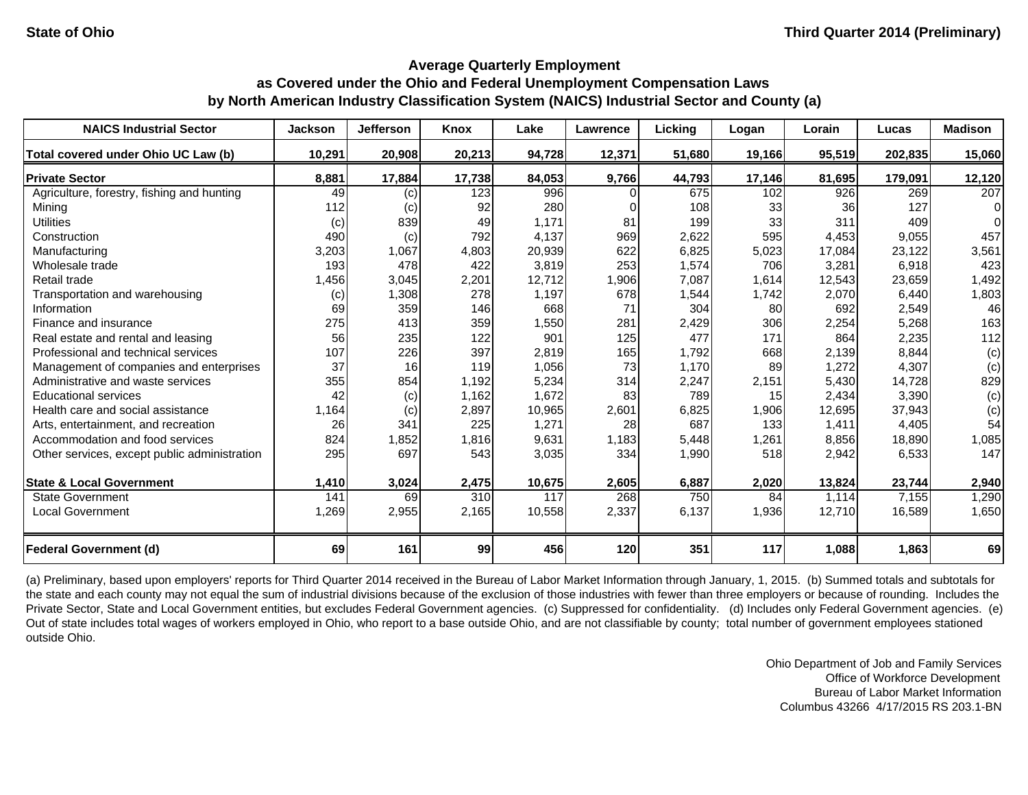State of Ohio

Third Quarter 2014 (Preliminary)

## Average Quarterly Employment as Covered under the Ohio and Federal Unemployment Compensation Laws by North American Industry Classification System (NAICS) Industrial Sector and County (a)

| NAICS Industrial Sector | Jackson | Jefferson | Knox | Lake | Lawrence | Licking | Logan | Lorain | Lucas | Madison |
|---|---|---|---|---|---|---|---|---|---|---|
| **Total covered under Ohio UC Law (b)** | **10,291** | **20,908** | **20,213** | **94,728** | **12,371** | **51,680** | **19,166** | **95,519** | **202,835** | **15,060** |
| **Private Sector** | **8,881** | **17,884** | **17,738** | **84,053** | **9,766** | **44,793** | **17,146** | **81,695** | **179,091** | **12,120** |
| Agriculture, forestry, fishing and hunting | 49 | (c) | 123 | 996 | 0 | 675 | 102 | 926 | 269 | 207 |
| Mining | 112 | (c) | 92 | 280 | 0 | 108 | 33 | 36 | 127 | 0 |
| Utilities | (c) | 839 | 49 | 1,171 | 81 | 199 | 33 | 311 | 409 | 0 |
| Construction | 490 | (c) | 792 | 4,137 | 969 | 2,622 | 595 | 4,453 | 9,055 | 457 |
| Manufacturing | 3,203 | 1,067 | 4,803 | 20,939 | 622 | 6,825 | 5,023 | 17,084 | 23,122 | 3,561 |
| Wholesale trade | 193 | 478 | 422 | 3,819 | 253 | 1,574 | 706 | 3,281 | 6,918 | 423 |
| Retail trade | 1,456 | 3,045 | 2,201 | 12,712 | 1,906 | 7,087 | 1,614 | 12,543 | 23,659 | 1,492 |
| Transportation and warehousing | (c) | 1,308 | 278 | 1,197 | 678 | 1,544 | 1,742 | 2,070 | 6,440 | 1,803 |
| Information | 69 | 359 | 146 | 668 | 71 | 304 | 80 | 692 | 2,549 | 46 |
| Finance and insurance | 275 | 413 | 359 | 1,550 | 281 | 2,429 | 306 | 2,254 | 5,268 | 163 |
| Real estate and rental and leasing | 56 | 235 | 122 | 901 | 125 | 477 | 171 | 864 | 2,235 | 112 |
| Professional and technical services | 107 | 226 | 397 | 2,819 | 165 | 1,792 | 668 | 2,139 | 8,844 | (c) |
| Management of companies and enterprises | 37 | 16 | 119 | 1,056 | 73 | 1,170 | 89 | 1,272 | 4,307 | (c) |
| Administrative and waste services | 355 | 854 | 1,192 | 5,234 | 314 | 2,247 | 2,151 | 5,430 | 14,728 | 829 |
| Educational services | 42 | (c) | 1,162 | 1,672 | 83 | 789 | 15 | 2,434 | 3,390 | (c) |
| Health care and social assistance | 1,164 | (c) | 2,897 | 10,965 | 2,601 | 6,825 | 1,906 | 12,695 | 37,943 | (c) |
| Arts, entertainment, and recreation | 26 | 341 | 225 | 1,271 | 28 | 687 | 133 | 1,411 | 4,405 | 54 |
| Accommodation and food services | 824 | 1,852 | 1,816 | 9,631 | 1,183 | 5,448 | 1,261 | 8,856 | 18,890 | 1,085 |
| Other services, except public administration | 295 | 697 | 543 | 3,035 | 334 | 1,990 | 518 | 2,942 | 6,533 | 147 |
| **State & Local Government** | **1,410** | **3,024** | **2,475** | **10,675** | **2,605** | **6,887** | **2,020** | **13,824** | **23,744** | **2,940** |
| State Government | 141 | 69 | 310 | 117 | 268 | 750 | 84 | 1,114 | 7,155 | 1,290 |
| Local Government | 1,269 | 2,955 | 2,165 | 10,558 | 2,337 | 6,137 | 1,936 | 12,710 | 16,589 | 1,650 |
| **Federal Government (d)** | **69** | **161** | **99** | **456** | **120** | **351** | **117** | **1,088** | **1,863** | **69** |

(a) Preliminary, based upon employers' reports for Third Quarter 2014 received in the Bureau of Labor Market Information through January, 1, 2015. (b) Summed totals and subtotals for the state and each county may not equal the sum of industrial divisions because of the exclusion of those industries with fewer than three employers or because of rounding. Includes the Private Sector, State and Local Government entities, but excludes Federal Government agencies. (c) Suppressed for confidentiality. (d) Includes only Federal Government agencies. (e) Out of state includes total wages of workers employed in Ohio, who report to a base outside Ohio, and are not classifiable by county; total number of government employees stationed outside Ohio.

Ohio Department of Job and Family Services
Office of Workforce Development
Bureau of Labor Market Information
Columbus 43266 4/17/2015 RS 203.1-BN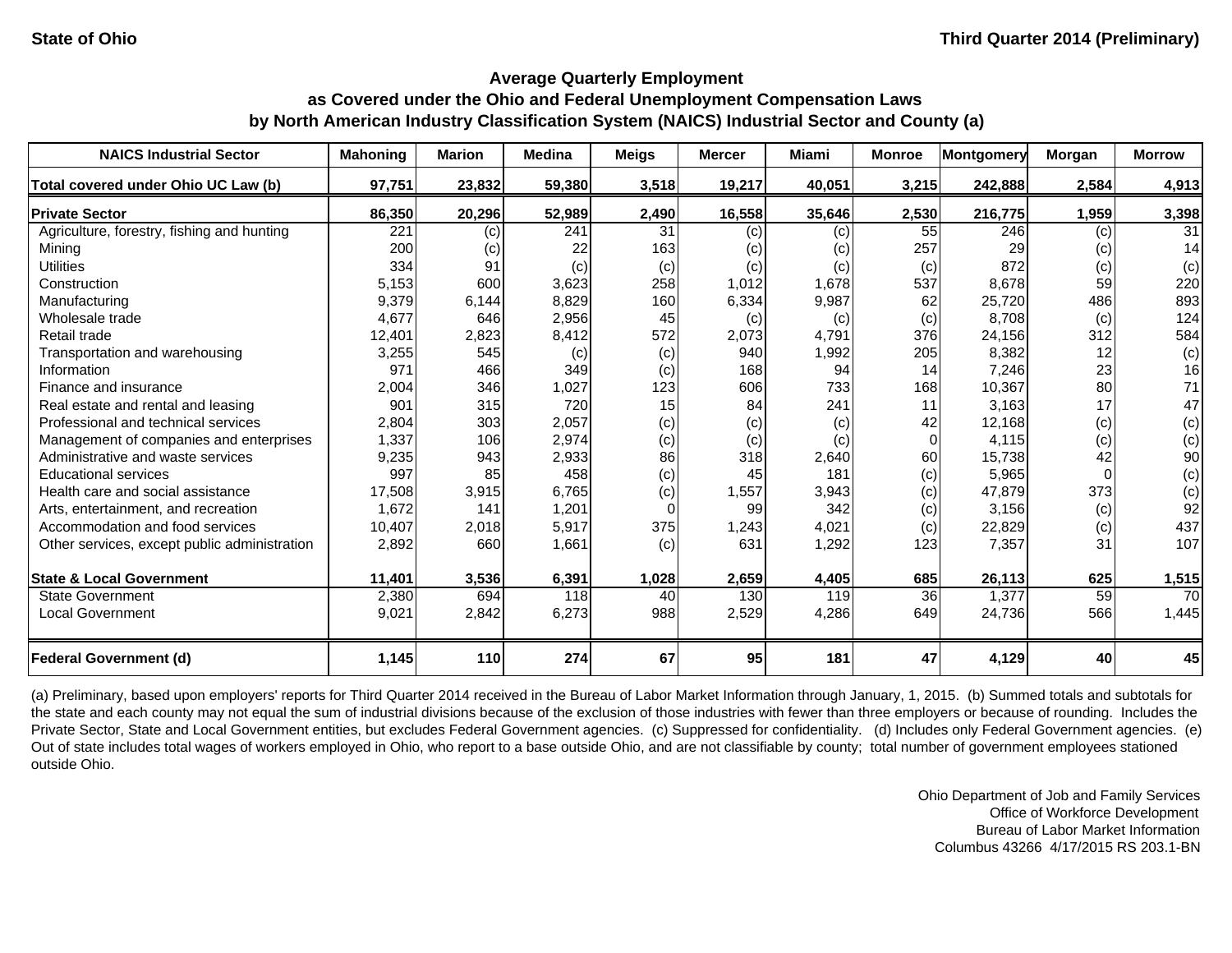State of Ohio

Third Quarter 2014 (Preliminary)

## Average Quarterly Employment
## as Covered under the Ohio and Federal Unemployment Compensation Laws
## by North American Industry Classification System (NAICS) Industrial Sector and County (a)

| NAICS Industrial Sector | Mahoning | Marion | Medina | Meigs | Mercer | Miami | Monroe | Montgomery | Morgan | Morrow |
|---|---|---|---|---|---|---|---|---|---|---|
| **Total covered under Ohio UC Law (b)** | **97,751** | **23,832** | **59,380** | **3,518** | **19,217** | **40,051** | **3,215** | **242,888** | **2,584** | **4,913** |
| **Private Sector** | **86,350** | **20,296** | **52,989** | **2,490** | **16,558** | **35,646** | **2,530** | **216,775** | **1,959** | **3,398** |
| Agriculture, forestry, fishing and hunting | 221 | (c) | 241 | 31 | (c) | (c) | 55 | 246 | (c) | 31 |
| Mining | 200 | (c) | 22 | 163 | (c) | (c) | 257 | 29 | (c) | 14 |
| Utilities | 334 | 91 | (c) | (c) | (c) | (c) | (c) | 872 | (c) | (c) |
| Construction | 5,153 | 600 | 3,623 | 258 | 1,012 | 1,678 | 537 | 8,678 | 59 | 220 |
| Manufacturing | 9,379 | 6,144 | 8,829 | 160 | 6,334 | 9,987 | 62 | 25,720 | 486 | 893 |
| Wholesale trade | 4,677 | 646 | 2,956 | 45 | (c) | (c) | (c) | 8,708 | (c) | 124 |
| Retail trade | 12,401 | 2,823 | 8,412 | 572 | 2,073 | 4,791 | 376 | 24,156 | 312 | 584 |
| Transportation and warehousing | 3,255 | 545 | (c) | (c) | 940 | 1,992 | 205 | 8,382 | 12 | (c) |
| Information | 971 | 466 | 349 | (c) | 168 | 94 | 14 | 7,246 | 23 | 16 |
| Finance and insurance | 2,004 | 346 | 1,027 | 123 | 606 | 733 | 168 | 10,367 | 80 | 71 |
| Real estate and rental and leasing | 901 | 315 | 720 | 15 | 84 | 241 | 11 | 3,163 | 17 | 47 |
| Professional and technical services | 2,804 | 303 | 2,057 | (c) | (c) | (c) | 42 | 12,168 | (c) | (c) |
| Management of companies and enterprises | 1,337 | 106 | 2,974 | (c) | (c) | (c) | 0 | 4,115 | (c) | (c) |
| Administrative and waste services | 9,235 | 943 | 2,933 | 86 | 318 | 2,640 | 60 | 15,738 | 42 | 90 |
| Educational services | 997 | 85 | 458 | (c) | 45 | 181 | (c) | 5,965 | 0 | (c) |
| Health care and social assistance | 17,508 | 3,915 | 6,765 | (c) | 1,557 | 3,943 | (c) | 47,879 | 373 | (c) |
| Arts, entertainment, and recreation | 1,672 | 141 | 1,201 | 0 | 99 | 342 | (c) | 3,156 | (c) | 92 |
| Accommodation and food services | 10,407 | 2,018 | 5,917 | 375 | 1,243 | 4,021 | (c) | 22,829 | (c) | 437 |
| Other services, except public administration | 2,892 | 660 | 1,661 | (c) | 631 | 1,292 | 123 | 7,357 | 31 | 107 |
| **State & Local Government** | **11,401** | **3,536** | **6,391** | **1,028** | **2,659** | **4,405** | **685** | **26,113** | **625** | **1,515** |
| State Government | 2,380 | 694 | 118 | 40 | 130 | 119 | 36 | 1,377 | 59 | 70 |
| Local Government | 9,021 | 2,842 | 6,273 | 988 | 2,529 | 4,286 | 649 | 24,736 | 566 | 1,445 |
| **Federal Government (d)** | **1,145** | **110** | **274** | **67** | **95** | **181** | **47** | **4,129** | **40** | **45** |

(a) Preliminary, based upon employers' reports for Third Quarter 2014 received in the Bureau of Labor Market Information through January, 1, 2015. (b) Summed totals and subtotals for the state and each county may not equal the sum of industrial divisions because of the exclusion of those industries with fewer than three employers or because of rounding. Includes the Private Sector, State and Local Government entities, but excludes Federal Government agencies. (c) Suppressed for confidentiality. (d) Includes only Federal Government agencies. (e) Out of state includes total wages of workers employed in Ohio, who report to a base outside Ohio, and are not classifiable by county; total number of government employees stationed outside Ohio.

Ohio Department of Job and Family Services
Office of Workforce Development
Bureau of Labor Market Information
Columbus 43266 4/17/2015 RS 203.1-BN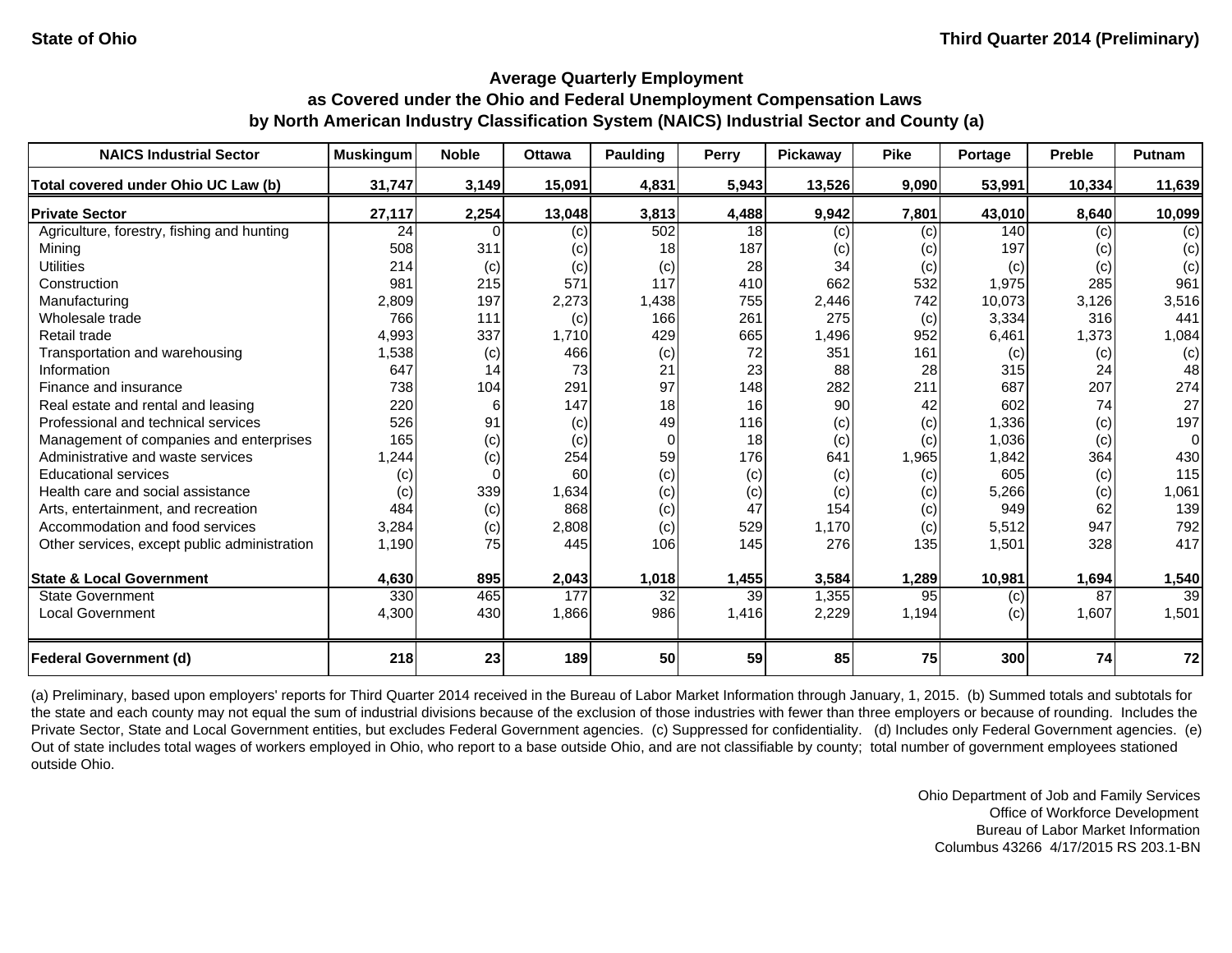**State of Ohio** **Third Quarter 2014 (Preliminary)**

## Average Quarterly Employment
## as Covered under the Ohio and Federal Unemployment Compensation Laws
## by North American Industry Classification System (NAICS) Industrial Sector and County (a)

| NAICS Industrial Sector | Muskingum | Noble | Ottawa | Paulding | Perry | Pickaway | Pike | Portage | Preble | Putnam |
|---|---|---|---|---|---|---|---|---|---|---|
| **Total covered under Ohio UC Law (b)** | **31,747** | **3,149** | **15,091** | **4,831** | **5,943** | **13,526** | **9,090** | **53,991** | **10,334** | **11,639** |
| **Private Sector** | **27,117** | **2,254** | **13,048** | **3,813** | **4,488** | **9,942** | **7,801** | **43,010** | **8,640** | **10,099** |
| Agriculture, forestry, fishing and hunting | 24 | 0 | (c) | 502 | 18 | (c) | (c) | 140 | (c) | (c) |
| Mining | 508 | 311 | (c) | 18 | 187 | (c) | (c) | 197 | (c) | (c) |
| Utilities | 214 | (c) | (c) | (c) | 28 | 34 | (c) | (c) | (c) | (c) |
| Construction | 981 | 215 | 571 | 117 | 410 | 662 | 532 | 1,975 | 285 | 961 |
| Manufacturing | 2,809 | 197 | 2,273 | 1,438 | 755 | 2,446 | 742 | 10,073 | 3,126 | 3,516 |
| Wholesale trade | 766 | 111 | (c) | 166 | 261 | 275 | (c) | 3,334 | 316 | 441 |
| Retail trade | 4,993 | 337 | 1,710 | 429 | 665 | 1,496 | 952 | 6,461 | 1,373 | 1,084 |
| Transportation and warehousing | 1,538 | (c) | 466 | (c) | 72 | 351 | 161 | (c) | (c) | (c) |
| Information | 647 | 14 | 73 | 21 | 23 | 88 | 28 | 315 | 24 | 48 |
| Finance and insurance | 738 | 104 | 291 | 97 | 148 | 282 | 211 | 687 | 207 | 274 |
| Real estate and rental and leasing | 220 | 6 | 147 | 18 | 16 | 90 | 42 | 602 | 74 | 27 |
| Professional and technical services | 526 | 91 | (c) | 49 | 116 | (c) | (c) | 1,336 | (c) | 197 |
| Management of companies and enterprises | 165 | (c) | (c) | 0 | 18 | (c) | (c) | 1,036 | (c) | 0 |
| Administrative and waste services | 1,244 | (c) | 254 | 59 | 176 | 641 | 1,965 | 1,842 | 364 | 430 |
| Educational services | (c) | 0 | 60 | (c) | (c) | (c) | (c) | 605 | (c) | 115 |
| Health care and social assistance | (c) | 339 | 1,634 | (c) | (c) | (c) | (c) | 5,266 | (c) | 1,061 |
| Arts, entertainment, and recreation | 484 | (c) | 868 | (c) | 47 | 154 | (c) | 949 | 62 | 139 |
| Accommodation and food services | 3,284 | (c) | 2,808 | (c) | 529 | 1,170 | (c) | 5,512 | 947 | 792 |
| Other services, except public administration | 1,190 | 75 | 445 | 106 | 145 | 276 | 135 | 1,501 | 328 | 417 |
| **State & Local Government** | **4,630** | **895** | **2,043** | **1,018** | **1,455** | **3,584** | **1,289** | **10,981** | **1,694** | **1,540** |
| State Government | 330 | 465 | 177 | 32 | 39 | 1,355 | 95 | (c) | 87 | 39 |
| Local Government | 4,300 | 430 | 1,866 | 986 | 1,416 | 2,229 | 1,194 | (c) | 1,607 | 1,501 |
| **Federal Government (d)** | **218** | **23** | **189** | **50** | **59** | **85** | **75** | **300** | **74** | **72** |

(a) Preliminary, based upon employers' reports for Third Quarter 2014 received in the Bureau of Labor Market Information through January, 1, 2015. (b) Summed totals and subtotals for the state and each county may not equal the sum of industrial divisions because of the exclusion of those industries with fewer than three employers or because of rounding. Includes the Private Sector, State and Local Government entities, but excludes Federal Government agencies. (c) Suppressed for confidentiality. (d) Includes only Federal Government agencies. (e) Out of state includes total wages of workers employed in Ohio, who report to a base outside Ohio, and are not classifiable by county; total number of government employees stationed outside Ohio.

Ohio Department of Job and Family Services
Office of Workforce Development
Bureau of Labor Market Information
Columbus 43266 4/17/2015 RS 203.1-BN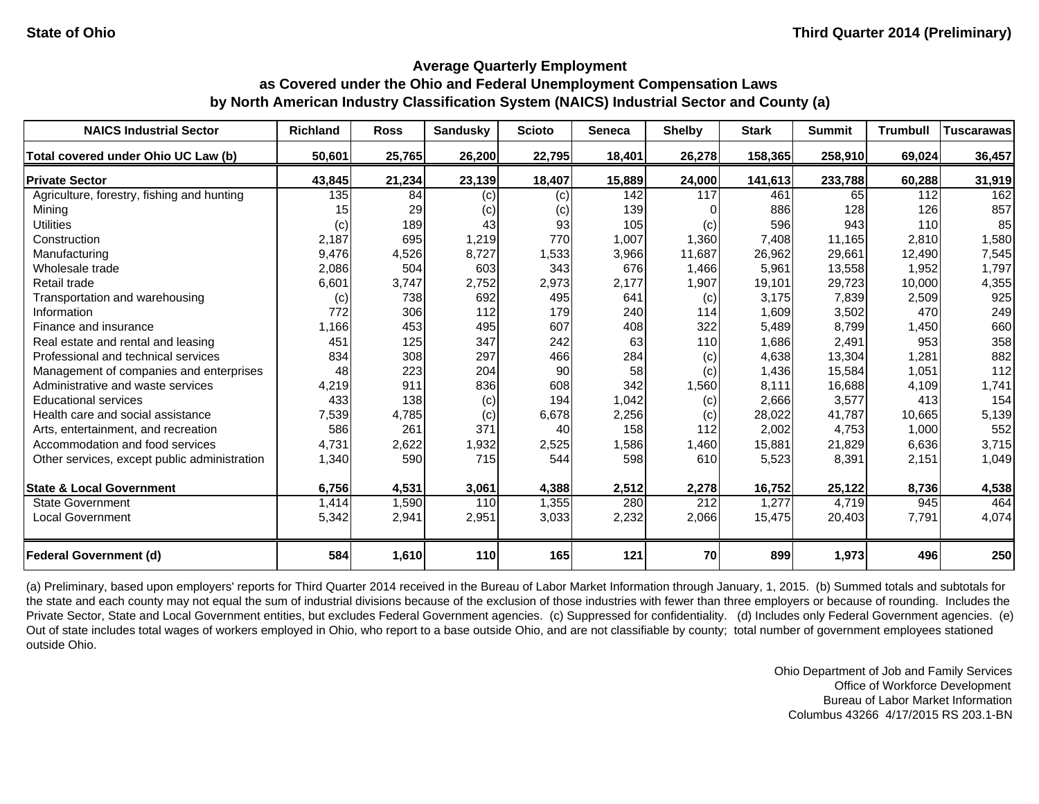State of Ohio

Third Quarter 2014 (Preliminary)

## Average Quarterly Employment as Covered under the Ohio and Federal Unemployment Compensation Laws by North American Industry Classification System (NAICS) Industrial Sector and County (a)

| NAICS Industrial Sector | Richland | Ross | Sandusky | Scioto | Seneca | Shelby | Stark | Summit | Trumbull | Tuscarawas |
|---|---|---|---|---|---|---|---|---|---|---|
| **Total covered under Ohio UC Law (b)** | **50,601** | **25,765** | **26,200** | **22,795** | **18,401** | **26,278** | **158,365** | **258,910** | **69,024** | **36,457** |
| **Private Sector** | **43,845** | **21,234** | **23,139** | **18,407** | **15,889** | **24,000** | **141,613** | **233,788** | **60,288** | **31,919** |
| Agriculture, forestry, fishing and hunting | 135 | 84 | (c) | (c) | 142 | 117 | 461 | 65 | 112 | 162 |
| Mining | 15 | 29 | (c) | (c) | 139 | 0 | 886 | 128 | 126 | 857 |
| Utilities | (c) | 189 | 43 | 93 | 105 | (c) | 596 | 943 | 110 | 85 |
| Construction | 2,187 | 695 | 1,219 | 770 | 1,007 | 1,360 | 7,408 | 11,165 | 2,810 | 1,580 |
| Manufacturing | 9,476 | 4,526 | 8,727 | 1,533 | 3,966 | 11,687 | 26,962 | 29,661 | 12,490 | 7,545 |
| Wholesale trade | 2,086 | 504 | 603 | 343 | 676 | 1,466 | 5,961 | 13,558 | 1,952 | 1,797 |
| Retail trade | 6,601 | 3,747 | 2,752 | 2,973 | 2,177 | 1,907 | 19,101 | 29,723 | 10,000 | 4,355 |
| Transportation and warehousing | (c) | 738 | 692 | 495 | 641 | (c) | 3,175 | 7,839 | 2,509 | 925 |
| Information | 772 | 306 | 112 | 179 | 240 | 114 | 1,609 | 3,502 | 470 | 249 |
| Finance and insurance | 1,166 | 453 | 495 | 607 | 408 | 322 | 5,489 | 8,799 | 1,450 | 660 |
| Real estate and rental and leasing | 451 | 125 | 347 | 242 | 63 | 110 | 1,686 | 2,491 | 953 | 358 |
| Professional and technical services | 834 | 308 | 297 | 466 | 284 | (c) | 4,638 | 13,304 | 1,281 | 882 |
| Management of companies and enterprises | 48 | 223 | 204 | 90 | 58 | (c) | 1,436 | 15,584 | 1,051 | 112 |
| Administrative and waste services | 4,219 | 911 | 836 | 608 | 342 | 1,560 | 8,111 | 16,688 | 4,109 | 1,741 |
| Educational services | 433 | 138 | (c) | 194 | 1,042 | (c) | 2,666 | 3,577 | 413 | 154 |
| Health care and social assistance | 7,539 | 4,785 | (c) | 6,678 | 2,256 | (c) | 28,022 | 41,787 | 10,665 | 5,139 |
| Arts, entertainment, and recreation | 586 | 261 | 371 | 40 | 158 | 112 | 2,002 | 4,753 | 1,000 | 552 |
| Accommodation and food services | 4,731 | 2,622 | 1,932 | 2,525 | 1,586 | 1,460 | 15,881 | 21,829 | 6,636 | 3,715 |
| Other services, except public administration | 1,340 | 590 | 715 | 544 | 598 | 610 | 5,523 | 8,391 | 2,151 | 1,049 |
| **State & Local Government** | **6,756** | **4,531** | **3,061** | **4,388** | **2,512** | **2,278** | **16,752** | **25,122** | **8,736** | **4,538** |
| State Government | 1,414 | 1,590 | 110 | 1,355 | 280 | 212 | 1,277 | 4,719 | 945 | 464 |
| Local Government | 5,342 | 2,941 | 2,951 | 3,033 | 2,232 | 2,066 | 15,475 | 20,403 | 7,791 | 4,074 |
| **Federal Government (d)** | **584** | **1,610** | **110** | **165** | **121** | **70** | **899** | **1,973** | **496** | **250** |

(a) Preliminary, based upon employers' reports for Third Quarter 2014 received in the Bureau of Labor Market Information through January, 1, 2015. (b) Summed totals and subtotals for the state and each county may not equal the sum of industrial divisions because of the exclusion of those industries with fewer than three employers or because of rounding. Includes the Private Sector, State and Local Government entities, but excludes Federal Government agencies. (c) Suppressed for confidentiality. (d) Includes only Federal Government agencies. (e) Out of state includes total wages of workers employed in Ohio, who report to a base outside Ohio, and are not classifiable by county; total number of government employees stationed outside Ohio.

Ohio Department of Job and Family Services
Office of Workforce Development
Bureau of Labor Market Information
Columbus 43266 4/17/2015 RS 203.1-BN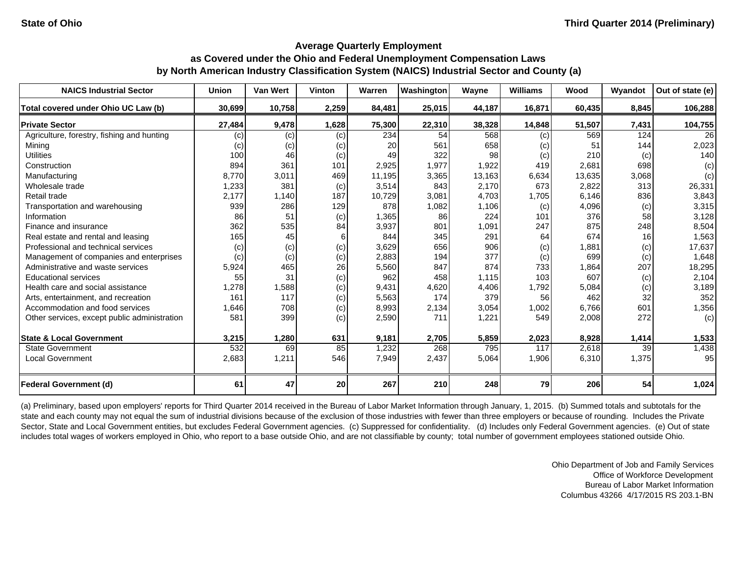State of Ohio

Third Quarter 2014 (Preliminary)

## Average Quarterly Employment
## as Covered under the Ohio and Federal Unemployment Compensation Laws
## by North American Industry Classification System (NAICS) Industrial Sector and County (a)

| NAICS Industrial Sector | Union | Van Wert | Vinton | Warren | Washington | Wayne | Williams | Wood | Wyandot | Out of state (e) |
|---|---|---|---|---|---|---|---|---|---|---|
| **Total covered under Ohio UC Law (b)** | **30,699** | **10,758** | **2,259** | **84,481** | **25,015** | **44,187** | **16,871** | **60,435** | **8,845** | **106,288** |
| **Private Sector** | **27,484** | **9,478** | **1,628** | **75,300** | **22,310** | **38,328** | **14,848** | **51,507** | **7,431** | **104,755** |
| Agriculture, forestry, fishing and hunting | (c) | (c) | (c) | 234 | 54 | 568 | (c) | 569 | 124 | 26 |
| Mining | (c) | (c) | (c) | 20 | 561 | 658 | (c) | 51 | 144 | 2,023 |
| Utilities | 100 | 46 | (c) | 49 | 322 | 98 | (c) | 210 | (c) | 140 |
| Construction | 894 | 361 | 101 | 2,925 | 1,977 | 1,922 | 419 | 2,681 | 698 | (c) |
| Manufacturing | 8,770 | 3,011 | 469 | 11,195 | 3,365 | 13,163 | 6,634 | 13,635 | 3,068 | (c) |
| Wholesale trade | 1,233 | 381 | (c) | 3,514 | 843 | 2,170 | 673 | 2,822 | 313 | 26,331 |
| Retail trade | 2,177 | 1,140 | 187 | 10,729 | 3,081 | 4,703 | 1,705 | 6,146 | 836 | 3,843 |
| Transportation and warehousing | 939 | 286 | 129 | 878 | 1,082 | 1,106 | (c) | 4,096 | (c) | 3,315 |
| Information | 86 | 51 | (c) | 1,365 | 86 | 224 | 101 | 376 | 58 | 3,128 |
| Finance and insurance | 362 | 535 | 84 | 3,937 | 801 | 1,091 | 247 | 875 | 248 | 8,504 |
| Real estate and rental and leasing | 165 | 45 | 6 | 844 | 345 | 291 | 64 | 674 | 16 | 1,563 |
| Professional and technical services | (c) | (c) | (c) | 3,629 | 656 | 906 | (c) | 1,881 | (c) | 17,637 |
| Management of companies and enterprises | (c) | (c) | (c) | 2,883 | 194 | 377 | (c) | 699 | (c) | 1,648 |
| Administrative and waste services | 5,924 | 465 | 26 | 5,560 | 847 | 874 | 733 | 1,864 | 207 | 18,295 |
| Educational services | 55 | 31 | (c) | 962 | 458 | 1,115 | 103 | 607 | (c) | 2,104 |
| Health care and social assistance | 1,278 | 1,588 | (c) | 9,431 | 4,620 | 4,406 | 1,792 | 5,084 | (c) | 3,189 |
| Arts, entertainment, and recreation | 161 | 117 | (c) | 5,563 | 174 | 379 | 56 | 462 | 32 | 352 |
| Accommodation and food services | 1,646 | 708 | (c) | 8,993 | 2,134 | 3,054 | 1,002 | 6,766 | 601 | 1,356 |
| Other services, except public administration | 581 | 399 | (c) | 2,590 | 711 | 1,221 | 549 | 2,008 | 272 | (c) |
| **State & Local Government** | **3,215** | **1,280** | **631** | **9,181** | **2,705** | **5,859** | **2,023** | **8,928** | **1,414** | **1,533** |
| State Government | 532 | 69 | 85 | 1,232 | 268 | 795 | 117 | 2,618 | 39 | 1,438 |
| Local Government | 2,683 | 1,211 | 546 | 7,949 | 2,437 | 5,064 | 1,906 | 6,310 | 1,375 | 95 |
| **Federal Government (d)** | **61** | **47** | **20** | **267** | **210** | **248** | **79** | **206** | **54** | **1,024** |

(a) Preliminary, based upon employers' reports for Third Quarter 2014 received in the Bureau of Labor Market Information through January, 1, 2015. (b) Summed totals and subtotals for the state and each county may not equal the sum of industrial divisions because of the exclusion of those industries with fewer than three employers or because of rounding. Includes the Private Sector, State and Local Government entities, but excludes Federal Government agencies. (c) Suppressed for confidentiality. (d) Includes only Federal Government agencies. (e) Out of state includes total wages of workers employed in Ohio, who report to a base outside Ohio, and are not classifiable by county; total number of government employees stationed outside Ohio.

Ohio Department of Job and Family Services
Office of Workforce Development
Bureau of Labor Market Information
Columbus 43266 4/17/2015 RS 203.1-BN